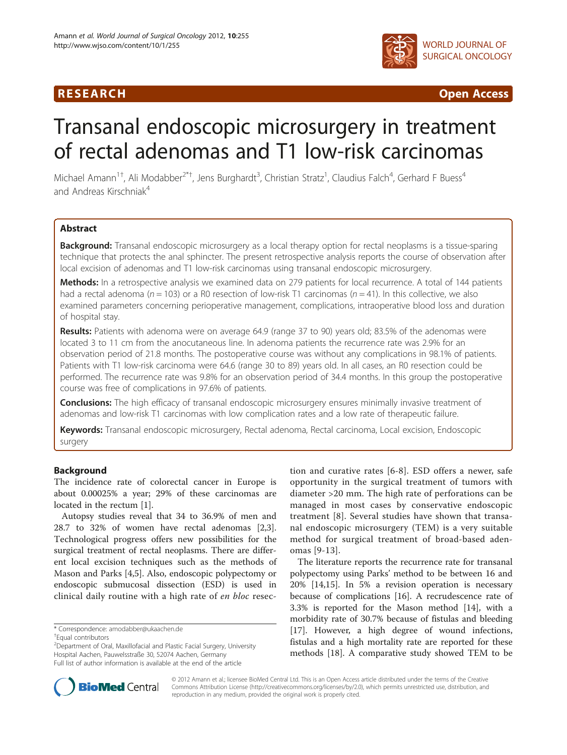**RESEARCH** **Open Access**

# Transanal endoscopic microsurgery in treatment of rectal adenomas and T1 low-risk carcinomas

Michael Amann[1†], Ali Modabber[2*†], Jens Burghardt[3], Christian Stratz[1], Claudius Falch[4], Gerhard F Buess[4] and Andreas Kirschniak[4]

## Abstract

**Background:** Transanal endoscopic microsurgery as a local therapy option for rectal neoplasms is a tissue-sparing technique that protects the anal sphincter. The present retrospective analysis reports the course of observation after local excision of adenomas and T1 low-risk carcinomas using transanal endoscopic microsurgery.

**Methods:** In a retrospective analysis we examined data on 279 patients for local recurrence. A total of 144 patients had a rectal adenoma ($n = 103$) or a R0 resection of low-risk T1 carcinomas ($n = 41$). In this collective, we also examined parameters concerning perioperative management, complications, intraoperative blood loss and duration of hospital stay.

**Results:** Patients with adenoma were on average 64.9 (range 37 to 90) years old; 83.5% of the adenomas were located 3 to 11 cm from the anocutaneous line. In adenoma patients the recurrence rate was 2.9% for an observation period of 21.8 months. The postoperative course was without any complications in 98.1% of patients. Patients with T1 low-risk carcinoma were 64.6 (range 30 to 89) years old. In all cases, an R0 resection could be performed. The recurrence rate was 9.8% for an observation period of 34.4 months. In this group the postoperative course was free of complications in 97.6% of patients.

**Conclusions:** The high efficacy of transanal endoscopic microsurgery ensures minimally invasive treatment of adenomas and low-risk T1 carcinomas with low complication rates and a low rate of therapeutic failure.

**Keywords:** Transanal endoscopic microsurgery, Rectal adenoma, Rectal carcinoma, Local excision, Endoscopic surgery

## Background

The incidence rate of colorectal cancer in Europe is about 0.00025% a year; 29% of these carcinomas are located in the rectum [1].

Autopsy studies reveal that 34 to 36.9% of men and 28.7 to 32% of women have rectal adenomas [2,3]. Technological progress offers new possibilities for the surgical treatment of rectal neoplasms. There are different local excision techniques such as the methods of Mason and Parks [4,5]. Also, endoscopic polypectomy or endoscopic submucosal dissection (ESD) is used in clinical daily routine with a high rate of *en bloc* resection and curative rates [6-8]. ESD offers a newer, safe opportunity in the surgical treatment of tumors with diameter >20 mm. The high rate of perforations can be managed in most cases by conservative endoscopic treatment [8]. Several studies have shown that transanal endoscopic microsurgery (TEM) is a very suitable method for surgical treatment of broad-based adenomas [9-13].

The literature reports the recurrence rate for transanal polypectomy using Parks' method to be between 16 and 20% [14,15]. In 5% a revision operation is necessary because of complications [16]. A recrudescence rate of 3.3% is reported for the Mason method [14], with a morbidity rate of 30.7% because of fistulas and bleeding [17]. However, a high degree of wound infections, fistulas and a high mortality rate are reported for these methods [18]. A comparative study showed TEM to be

\* Correspondence: amodabber@ukaachen.de
†Equal contributors
[2]Department of Oral, Maxillofacial and Plastic Facial Surgery, University Hospital Aachen, Pauwelsstraße 30, 52074 Aachen, Germany
Full list of author information is available at the end of the article

© 2012 Amann et al.; licensee BioMed Central Ltd. This is an Open Access article distributed under the terms of the Creative Commons Attribution License (http://creativecommons.org/licenses/by/2.0), which permits unrestricted use, distribution, and reproduction in any medium, provided the original work is properly cited.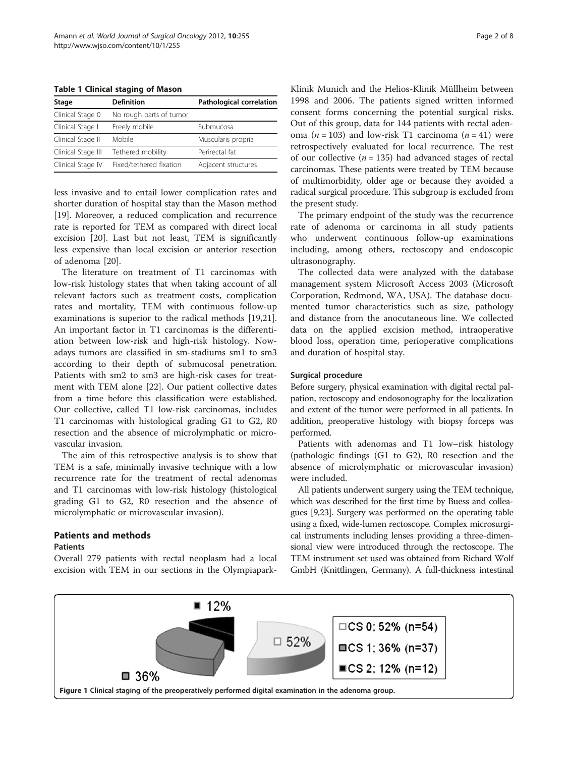**Table 1 Clinical staging of Mason**

| Stage | Definition | Pathological correlation |
| --- | --- | --- |
| Clinical Stage 0 | No rough parts of tumor | |
| Clinical Stage I | Freely mobile | Submucosa |
| Clinical Stage II | Mobile | Muscularis propria |
| Clinical Stage III | Tethered mobility | Perirectal fat |
| Clinical Stage IV | Fixed/tethered fixation | Adjacent structures |

less invasive and to entail lower complication rates and shorter duration of hospital stay than the Mason method [19]. Moreover, a reduced complication and recurrence rate is reported for TEM as compared with direct local excision [20]. Last but not least, TEM is significantly less expensive than local excision or anterior resection of adenoma [20].

The literature on treatment of T1 carcinomas with low-risk histology states that when taking account of all relevant factors such as treatment costs, complication rates and mortality, TEM with continuous follow-up examinations is superior to the radical methods [19,21]. An important factor in T1 carcinomas is the differentiation between low-risk and high-risk histology. Nowadays tumors are classified in sm-stadiums sm1 to sm3 according to their depth of submucosal penetration. Patients with sm2 to sm3 are high-risk cases for treatment with TEM alone [22]. Our patient collective dates from a time before this classification were established. Our collective, called T1 low-risk carcinomas, includes T1 carcinomas with histological grading G1 to G2, R0 resection and the absence of microlymphatic or microvascular invasion.

The aim of this retrospective analysis is to show that TEM is a safe, minimally invasive technique with a low recurrence rate for the treatment of rectal adenomas and T1 carcinomas with low-risk histology (histological grading G1 to G2, R0 resection and the absence of microlymphatic or microvascular invasion).

## Patients and methods

### Patients

Overall 279 patients with rectal neoplasm had a local excision with TEM in our sections in the Olympiapark-Klinik Munich and the Helios-Klinik Müllheim between 1998 and 2006. The patients signed written informed consent forms concerning the potential surgical risks. Out of this group, data for 144 patients with rectal adenoma ($n = 103$) and low-risk T1 carcinoma ($n = 41$) were retrospectively evaluated for local recurrence. The rest of our collective ($n = 135$) had advanced stages of rectal carcinomas. These patients were treated by TEM because of multimorbidity, older age or because they avoided a radical surgical procedure. This subgroup is excluded from the present study.

The primary endpoint of the study was the recurrence rate of adenoma or carcinoma in all study patients who underwent continuous follow-up examinations including, among others, rectoscopy and endoscopic ultrasonography.

The collected data were analyzed with the database management system Microsoft Access 2003 (Microsoft Corporation, Redmond, WA, USA). The database documented tumor characteristics such as size, pathology and distance from the anocutaneous line. We collected data on the applied excision method, intraoperative blood loss, operation time, perioperative complications and duration of hospital stay.

### Surgical procedure

Before surgery, physical examination with digital rectal palpation, rectoscopy and endosonography for the localization and extent of the tumor were performed in all patients. In addition, preoperative histology with biopsy forceps was performed.

Patients with adenomas and T1 low–risk histology (pathologic findings (G1 to G2), R0 resection and the absence of microlymphatic or microvascular invasion) were included.

All patients underwent surgery using the TEM technique, which was described for the first time by Buess and colleagues [9,23]. Surgery was performed on the operating table using a fixed, wide-lumen rectoscope. Complex microsurgical instruments including lenses providing a three-dimensional view were introduced through the rectoscope. The TEM instrument set used was obtained from Richard Wolf GmbH (Knittlingen, Germany). A full-thickness intestinal

| | |
| --- | --- |
| CS 0 | 52% (n=54) |
| CS 1 | 36% (n=37) |
| CS 2 | 12% (n=12) |

Figure 1 Clinical staging of the preoperatively performed digital examination in the adenoma group.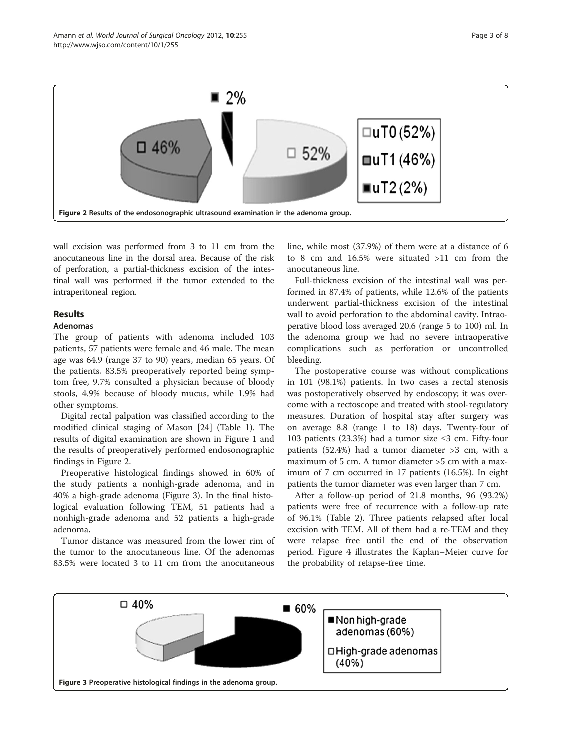Figure 2 Results of the endosonographic ultrasound examination in the adenoma group.

wall excision was performed from 3 to 11 cm from the anocutaneous line in the dorsal area. Because of the risk of perforation, a partial-thickness excision of the intestinal wall was performed if the tumor extended to the intraperitoneal region.

## Results

### Adenomas

The group of patients with adenoma included 103 patients, 57 patients were female and 46 male. The mean age was 64.9 (range 37 to 90) years, median 65 years. Of the patients, 83.5% preoperatively reported being symptom free, 9.7% consulted a physician because of bloody stools, 4.9% because of bloody mucus, while 1.9% had other symptoms.

Digital rectal palpation was classified according to the modified clinical staging of Mason [24] (Table 1). The results of digital examination are shown in Figure 1 and the results of preoperatively performed endosonographic findings in Figure 2.

Preoperative histological findings showed in 60% of the study patients a nonhigh-grade adenoma, and in 40% a high-grade adenoma (Figure 3). In the final histological evaluation following TEM, 51 patients had a nonhigh-grade adenoma and 52 patients a high-grade adenoma.

Tumor distance was measured from the lower rim of the tumor to the anocutaneous line. Of the adenomas 83.5% were located 3 to 11 cm from the anocutaneous line, while most (37.9%) of them were at a distance of 6 to 8 cm and 16.5% were situated >11 cm from the anocutaneous line.

Full-thickness excision of the intestinal wall was performed in 87.4% of patients, while 12.6% of the patients underwent partial-thickness excision of the intestinal wall to avoid perforation to the abdominal cavity. Intraoperative blood loss averaged 20.6 (range 5 to 100) ml. In the adenoma group we had no severe intraoperative complications such as perforation or uncontrolled bleeding.

The postoperative course was without complications in 101 (98.1%) patients. In two cases a rectal stenosis was postoperatively observed by endoscopy; it was overcome with a rectoscope and treated with stool-regulatory measures. Duration of hospital stay after surgery was on average 8.8 (range 1 to 18) days. Twenty-four of 103 patients (23.3%) had a tumor size ≤3 cm. Fifty-four patients (52.4%) had a tumor diameter >3 cm, with a maximum of 5 cm. A tumor diameter >5 cm with a maximum of 7 cm occurred in 17 patients (16.5%). In eight patients the tumor diameter was even larger than 7 cm.

After a follow-up period of 21.8 months, 96 (93.2%) patients were free of recurrence with a follow-up rate of 96.1% (Table 2). Three patients relapsed after local excision with TEM. All of them had a re-TEM and they were relapse free until the end of the observation period. Figure 4 illustrates the Kaplan–Meier curve for the probability of relapse-free time.

Figure 3 Preoperative histological findings in the adenoma group.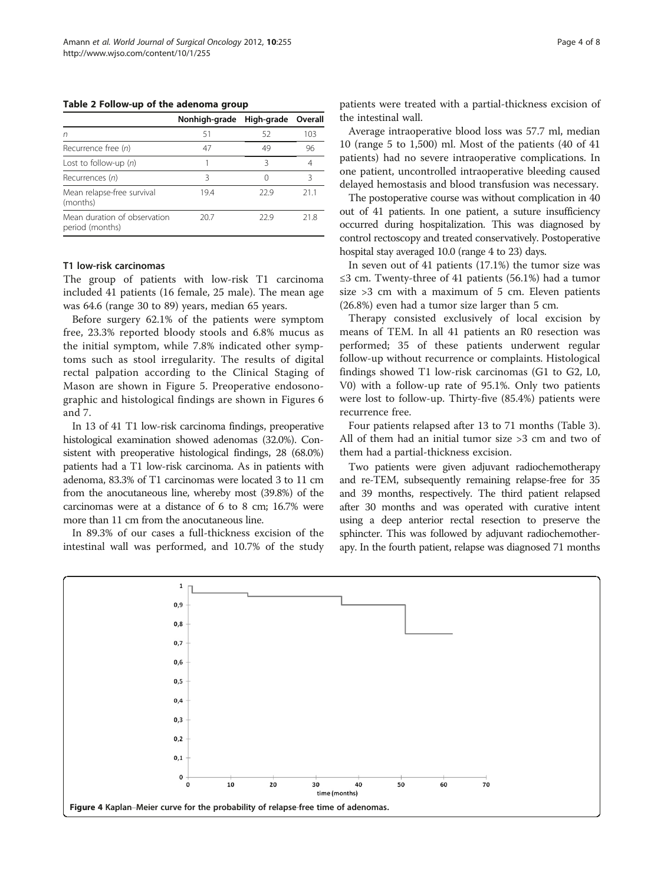**Table 2 Follow-up of the adenoma group**

| | Nonhigh-grade | High-grade | Overall |
|---|---|---|---|
| *n* | 51 | 52 | 103 |
| Recurrence free (*n*) | 47 | 49 | 96 |
| Lost to follow-up (*n*) | 1 | 3 | 4 |
| Recurrences (*n*) | 3 | 0 | 3 |
| Mean relapse-free survival (months) | 19.4 | 22.9 | 21.1 |
| Mean duration of observation period (months) | 20.7 | 22.9 | 21.8 |

### T1 low-risk carcinomas

The group of patients with low-risk T1 carcinoma included 41 patients (16 female, 25 male). The mean age was 64.6 (range 30 to 89) years, median 65 years.

Before surgery 62.1% of the patients were symptom free, 23.3% reported bloody stools and 6.8% mucus as the initial symptom, while 7.8% indicated other symptoms such as stool irregularity. The results of digital rectal palpation according to the Clinical Staging of Mason are shown in Figure 5. Preoperative endosonographic and histological findings are shown in Figures 6 and 7.

In 13 of 41 T1 low-risk carcinoma findings, preoperative histological examination showed adenomas (32.0%). Consistent with preoperative histological findings, 28 (68.0%) patients had a T1 low-risk carcinoma. As in patients with adenoma, 83.3% of T1 carcinomas were located 3 to 11 cm from the anocutaneous line, whereby most (39.8%) of the carcinomas were at a distance of 6 to 8 cm; 16.7% were more than 11 cm from the anocutaneous line.

In 89.3% of our cases a full-thickness excision of the intestinal wall was performed, and 10.7% of the study patients were treated with a partial-thickness excision of the intestinal wall.

Average intraoperative blood loss was 57.7 ml, median 10 (range 5 to 1,500) ml. Most of the patients (40 of 41 patients) had no severe intraoperative complications. In one patient, uncontrolled intraoperative bleeding caused delayed hemostasis and blood transfusion was necessary.

The postoperative course was without complication in 40 out of 41 patients. In one patient, a suture insufficiency occurred during hospitalization. This was diagnosed by control rectoscopy and treated conservatively. Postoperative hospital stay averaged 10.0 (range 4 to 23) days.

In seven out of 41 patients (17.1%) the tumor size was ≤3 cm. Twenty-three of 41 patients (56.1%) had a tumor size >3 cm with a maximum of 5 cm. Eleven patients (26.8%) even had a tumor size larger than 5 cm.

Therapy consisted exclusively of local excision by means of TEM. In all 41 patients an R0 resection was performed; 35 of these patients underwent regular follow-up without recurrence or complaints. Histological findings showed T1 low-risk carcinomas (G1 to G2, L0, V0) with a follow-up rate of 95.1%. Only two patients were lost to follow-up. Thirty-five (85.4%) patients were recurrence free.

Four patients relapsed after 13 to 71 months (Table 3). All of them had an initial tumor size >3 cm and two of them had a partial-thickness excision.

Two patients were given adjuvant radiochemotherapy and re-TEM, subsequently remaining relapse-free for 35 and 39 months, respectively. The third patient relapsed after 30 months and was operated with curative intent using a deep anterior rectal resection to preserve the sphincter. This was followed by adjuvant radiochemotherapy. In the fourth patient, relapse was diagnosed 71 months

**Figure 4** Kaplan–Meier curve for the probability of relapse-free time of adenomas.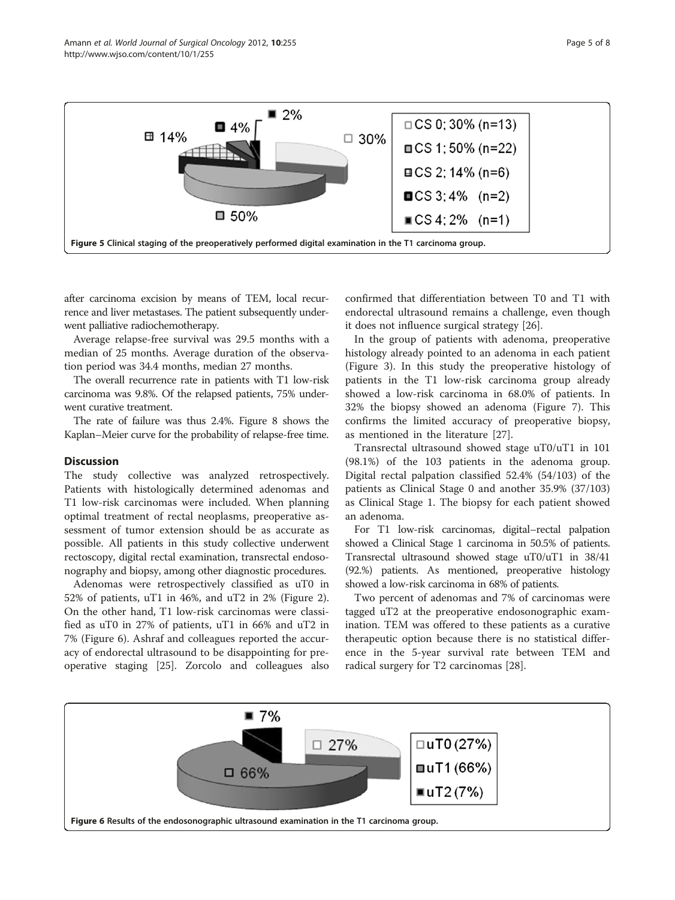Figure 5 Clinical staging of the preoperatively performed digital examination in the T1 carcinoma group.

after carcinoma excision by means of TEM, local recurrence and liver metastases. The patient subsequently underwent palliative radiochemotherapy.

Average relapse-free survival was 29.5 months with a median of 25 months. Average duration of the observation period was 34.4 months, median 27 months.

The overall recurrence rate in patients with T1 low-risk carcinoma was 9.8%. Of the relapsed patients, 75% underwent curative treatment.

The rate of failure was thus 2.4%. Figure 8 shows the Kaplan–Meier curve for the probability of relapse-free time.

## Discussion

The study collective was analyzed retrospectively. Patients with histologically determined adenomas and T1 low-risk carcinomas were included. When planning optimal treatment of rectal neoplasms, preoperative assessment of tumor extension should be as accurate as possible. All patients in this study collective underwent rectoscopy, digital rectal examination, transrectal endosonography and biopsy, among other diagnostic procedures.

Adenomas were retrospectively classified as uT0 in 52% of patients, uT1 in 46%, and uT2 in 2% (Figure 2). On the other hand, T1 low-risk carcinomas were classified as uT0 in 27% of patients, uT1 in 66% and uT2 in 7% (Figure 6). Ashraf and colleagues reported the accuracy of endorectal ultrasound to be disappointing for preoperative staging [25]. Zorcolo and colleagues also confirmed that differentiation between T0 and T1 with endorectal ultrasound remains a challenge, even though it does not influence surgical strategy [26].

In the group of patients with adenoma, preoperative histology already pointed to an adenoma in each patient (Figure 3). In this study the preoperative histology of patients in the T1 low-risk carcinoma group already showed a low-risk carcinoma in 68.0% of patients. In 32% the biopsy showed an adenoma (Figure 7). This confirms the limited accuracy of preoperative biopsy, as mentioned in the literature [27].

Transrectal ultrasound showed stage uT0/uT1 in 101 (98.1%) of the 103 patients in the adenoma group. Digital rectal palpation classified 52.4% (54/103) of the patients as Clinical Stage 0 and another 35.9% (37/103) as Clinical Stage 1. The biopsy for each patient showed an adenoma.

For T1 low-risk carcinomas, digital–rectal palpation showed a Clinical Stage 1 carcinoma in 50.5% of patients. Transrectal ultrasound showed stage uT0/uT1 in 38/41 (92.%) patients. As mentioned, preoperative histology showed a low-risk carcinoma in 68% of patients.

Two percent of adenomas and 7% of carcinomas were tagged uT2 at the preoperative endosonographic examination. TEM was offered to these patients as a curative therapeutic option because there is no statistical difference in the 5-year survival rate between TEM and radical surgery for T2 carcinomas [28].

Figure 6 Results of the endosonographic ultrasound examination in the T1 carcinoma group.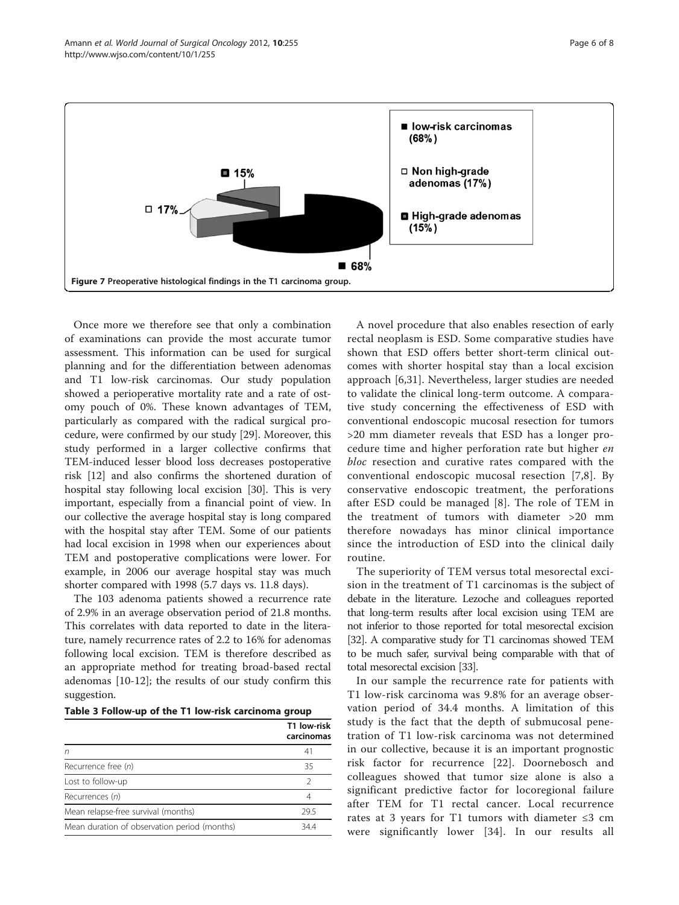Figure 7 Preoperative histological findings in the T1 carcinoma group.

Once more we therefore see that only a combination of examinations can provide the most accurate tumor assessment. This information can be used for surgical planning and for the differentiation between adenomas and T1 low-risk carcinomas. Our study population showed a perioperative mortality rate and a rate of ostomy pouch of 0%. These known advantages of TEM, particularly as compared with the radical surgical procedure, were confirmed by our study [29]. Moreover, this study performed in a larger collective confirms that TEM-induced lesser blood loss decreases postoperative risk [12] and also confirms the shortened duration of hospital stay following local excision [30]. This is very important, especially from a financial point of view. In our collective the average hospital stay is long compared with the hospital stay after TEM. Some of our patients had local excision in 1998 when our experiences about TEM and postoperative complications were lower. For example, in 2006 our average hospital stay was much shorter compared with 1998 (5.7 days vs. 11.8 days).

The 103 adenoma patients showed a recurrence rate of 2.9% in an average observation period of 21.8 months. This correlates with data reported to date in the literature, namely recurrence rates of 2.2 to 16% for adenomas following local excision. TEM is therefore described as an appropriate method for treating broad-based rectal adenomas [10-12]; the results of our study confirm this suggestion.

**Table 3 Follow-up of the T1 low-risk carcinoma group**

| | T1 low-risk carcinomas |
|---|---|
| *n* | 41 |
| Recurrence free (*n*) | 35 |
| Lost to follow-up | 2 |
| Recurrences (*n*) | 4 |
| Mean relapse-free survival (months) | 29.5 |
| Mean duration of observation period (months) | 34.4 |

A novel procedure that also enables resection of early rectal neoplasm is ESD. Some comparative studies have shown that ESD offers better short-term clinical outcomes with shorter hospital stay than a local excision approach [6,31]. Nevertheless, larger studies are needed to validate the clinical long-term outcome. A comparative study concerning the effectiveness of ESD with conventional endoscopic mucosal resection for tumors >20 mm diameter reveals that ESD has a longer procedure time and higher perforation rate but higher *en bloc* resection and curative rates compared with the conventional endoscopic mucosal resection [7,8]. By conservative endoscopic treatment, the perforations after ESD could be managed [8]. The role of TEM in the treatment of tumors with diameter >20 mm therefore nowadays has minor clinical importance since the introduction of ESD into the clinical daily routine.

The superiority of TEM versus total mesorectal excision in the treatment of T1 carcinomas is the subject of debate in the literature. Lezoche and colleagues reported that long-term results after local excision using TEM are not inferior to those reported for total mesorectal excision [32]. A comparative study for T1 carcinomas showed TEM to be much safer, survival being comparable with that of total mesorectal excision [33].

In our sample the recurrence rate for patients with T1 low-risk carcinoma was 9.8% for an average observation period of 34.4 months. A limitation of this study is the fact that the depth of submucosal penetration of T1 low-risk carcinoma was not determined in our collective, because it is an important prognostic risk factor for recurrence [22]. Doornebosch and colleagues showed that tumor size alone is also a significant predictive factor for locoregional failure after TEM for T1 rectal cancer. Local recurrence rates at 3 years for T1 tumors with diameter ≤3 cm were significantly lower [34]. In our results all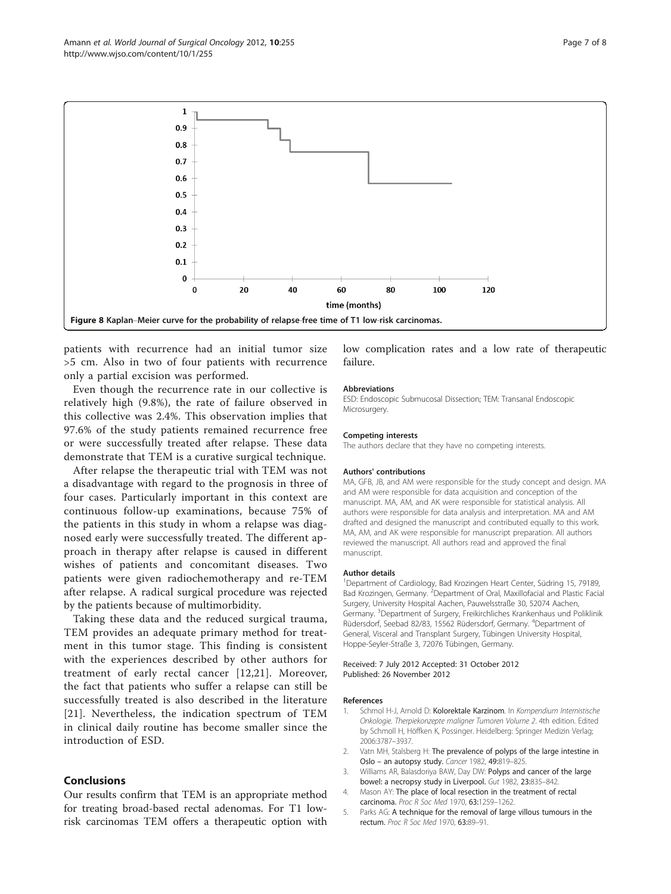Figure 8 Kaplan–Meier curve for the probability of relapse-free time of T1 low-risk carcinomas.

patients with recurrence had an initial tumor size >5 cm. Also in two of four patients with recurrence only a partial excision was performed.

Even though the recurrence rate in our collective is relatively high (9.8%), the rate of failure observed in this collective was 2.4%. This observation implies that 97.6% of the study patients remained recurrence free or were successfully treated after relapse. These data demonstrate that TEM is a curative surgical technique.

After relapse the therapeutic trial with TEM was not a disadvantage with regard to the prognosis in three of four cases. Particularly important in this context are continuous follow-up examinations, because 75% of the patients in this study in whom a relapse was diagnosed early were successfully treated. The different approach in therapy after relapse is caused in different wishes of patients and concomitant diseases. Two patients were given radiochemotherapy and re-TEM after relapse. A radical surgical procedure was rejected by the patients because of multimorbidity.

Taking these data and the reduced surgical trauma, TEM provides an adequate primary method for treatment in this tumor stage. This finding is consistent with the experiences described by other authors for treatment of early rectal cancer [12,21]. Moreover, the fact that patients who suffer a relapse can still be successfully treated is also described in the literature [21]. Nevertheless, the indication spectrum of TEM in clinical daily routine has become smaller since the introduction of ESD.

## Conclusions

Our results confirm that TEM is an appropriate method for treating broad-based rectal adenomas. For T1 low-risk carcinomas TEM offers a therapeutic option with low complication rates and a low rate of therapeutic failure.

#### Abbreviations

ESD: Endoscopic Submucosal Dissection; TEM: Transanal Endoscopic Microsurgery.

#### Competing interests

The authors declare that they have no competing interests.

#### Authors' contributions

MA, GFB, JB, and AM were responsible for the study concept and design. MA and AM were responsible for data acquisition and conception of the manuscript. MA, AM, and AK were responsible for statistical analysis. All authors were responsible for data analysis and interpretation. MA and AM drafted and designed the manuscript and contributed equally to this work. MA, AM, and AK were responsible for manuscript preparation. All authors reviewed the manuscript. All authors read and approved the final manuscript.

#### Author details

[1]Department of Cardiology, Bad Krozingen Heart Center, Südring 15, 79189, Bad Krozingen, Germany. [2]Department of Oral, Maxillofacial and Plastic Facial Surgery, University Hospital Aachen, Pauwelsstraße 30, 52074 Aachen, Germany. [3]Department of Surgery, Freikirchliches Krankenhaus und Poliklinik Rüdersdorf, Seebad 82/83, 15562 Rüdersdorf, Germany. [4]Department of General, Visceral and Transplant Surgery, Tübingen University Hospital, Hoppe-Seyler-Straße 3, 72076 Tübingen, Germany.

Received: 7 July 2012 Accepted: 31 October 2012
Published: 26 November 2012

#### References

1. Schmol H-J, Arnold D: **Kolorektale Karzinom**. In *Kompendium Internistische Onkologie. Therpiekonzepte maligner Tumoren Volume 2*. 4th edition. Edited by Schmoll H, Höffken K, Possinger. Heidelberg: Springer Medizin Verlag; 2006:3787–3937.
2. Vatn MH, Stalsberg H: **The prevalence of polyps of the large intestine in Oslo – an autopsy study.** *Cancer* 1982, **49:**819–825.
3. Williams AR, Balasdoriya BAW, Day DW: **Polyps and cancer of the large bowel: a necropsy study in Liverpool.** *Gut* 1982, **23:**835–842.
4. Mason AY: **The place of local resection in the treatment of rectal carcinoma.** *Proc R Soc Med* 1970, **63:**1259–1262.
5. Parks AG: **A technique for the removal of large villous tumours in the rectum.** *Proc R Soc Med* 1970, **63:**89–91.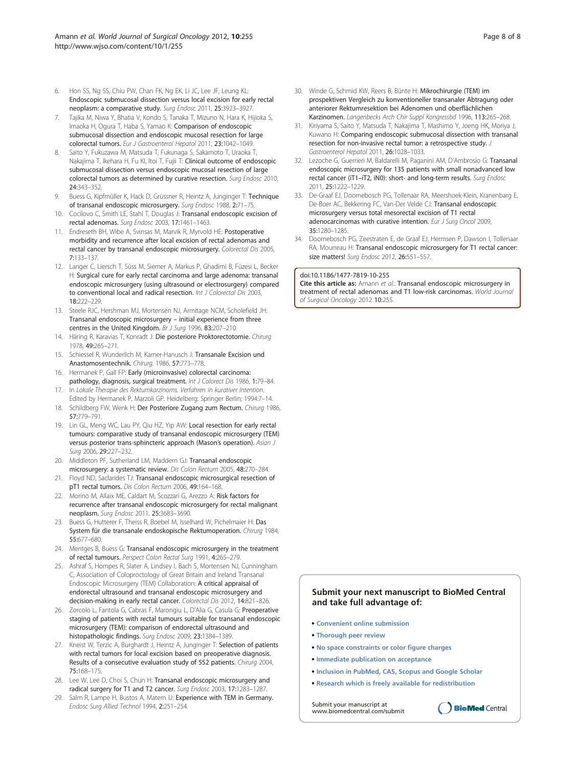6. Hon SS, Ng SS, Chiu PW, Chan FK, Ng EK, Li JC, Lee JF, Leung KL: **Endoscopic submucosal dissection versus local excision for early rectal neoplasm: a comparative study.** *Surg Endosc* 2011, **25:**3923–3927.
7. Tajika M, Niwa Y, Bhatia V, Kondo S, Tanaka T, Mizuno N, Hara K, Hijioka S, Imaoka H, Ogura T, Haba S, Yamao K: **Comparison of endoscopic submucosal dissection and endoscopic mucosal resection for large colorectal tumors.** *Eur J Gastroenterol Hepatol* 2011, **23:**1042–1049.
8. Saito Y, Fukuzawa M, Matsuda T, Fukunaga S, Sakamoto T, Uraoka T, Nakajima T, Ikehara H, Fu KI, Itoi T, Fujii T: **Clinical outcome of endoscopic submucosal dissection versus endoscopic mucosal resection of large colorectal tumors as determined by curative resection.** *Surg Endosc* 2010, **24:**343–352.
9. Buess G, Kipfmüller K, Hack D, Grüssner R, Heintz A, Junginger T: **Technique of transanal endoscopic microsurgery.** *Surg Endosc* 1988, **2:**71–75.
10. Cocilovo C, Smith LE, Stahl T, Douglas J: **Transanal endoscopic excision of rectal adenomas.** *Surg Endosc* 2003, **17:**1461–1463.
11. Endreseth BH, Wibe A, Svinsas M, Marvik R, Myrvold HE: **Postoperative morbidity and recurrence after local excision of rectal adenomas and rectal cancer by transanal endoscopic microsurgery.** *Colorectal Dis* 2005, **7:**133–137.
12. Langer C, Liersch T, Süss M, Siemer A, Markus P, Ghadimi B, Füzesi L, Becker H: **Surgical cure for early rectal carcinoma and large adenoma: transanal endoscopic microsurgery (using ultrasound or electrosurgery) compared to conventional local and radical resection.** *Int J Colorectal Dis* 2003, **18:**222–229.
13. Steele RJC, Hershman MJ, Mortensen NJ, Armitage NCM, Scholefield JH: **Transanal endoscopic microsurgery – initial experience from three centres in the United Kingdom.** *Br J Surg* 1996, **83:**207–210.
14. Häring R, Karavias T, Konradt J: **Die posteriore Proktorectotomie.** *Chirurg* 1978, **49:**265–271.
15. Schiessel R, Wunderlich M, Karner-Hanusch J: **Transanale Excision und Anastomosentechnik.** *Chirurg.* 1986, **57:**773–778.
16. Hermanek P, Gall FP: **Early (microinvasive) colorectal carcinoma: pathology, diagnosis, surgical treatment.** *Int J Colorect Dis* 1986, **1:**79–84.
17. In *Lokale Therapie des Rektumkarzinoms. Verfahren in kurativer Intention.* Edited by Hermanek P, Marzoli GP. Heidelberg: Springer Berlin; 1994:7–14.
18. Schildberg FW, Wenk H: **Der Posteriore Zugang zum Rectum.** *Chirurg* 1986, **57:**779–791.
19. Lin GL, Meng WC, Lau PY, Qiu HZ, Yip AW: **Local resection for early rectal tumours: comparative study of transanal endoscopic microsurgery (TEM) versus posterior trans-sphincteric approach (Mason's operation).** *Asian J Surg* 2006, **29:**227–232.
20. Middleton PF, Sutherland LM, Maddern GJ: **Transanal endoscopic microsurgery: a systematic review.** *Dis Colon Rectum* 2005, **48:**270–284.
21. Floyd ND, Saclarides TJ: **Transanal endoscopic microsurgical resection of pT1 rectal tumors.** *Dis Colon Rectum* 2006, **49:**164–168.
22. Morino M, Allaix ME, Caldart M, Scozzari G, Arezzo A: **Risk factors for recurrence after transanal endoscopic microsurgery for rectal malignant neoplasm.** *Surg Endosc* 2011, **25:**3683–3690.
23. Buess G, Hutterer F, Theiss R, Boebel M, Isselhard W, Pichelmaier H: **Das System für die transanale endoskopische Rektumoperation.** *Chirurg* 1984, **55:**677–680.
24. Mentges B, Buess G: **Transanal endoscopic microsurgery in the treatment of rectal tumours.** *Perspect Colon Rectal Surg* 1991, **4:**265–279.
25. Ashraf S, Hompes R, Slater A, Lindsey I, Bach S, Mortensen NJ, Cunningham C, Association of Coloproctology of Great Britain and Ireland Transanal Endoscopic Microsurgery (TEM) Collaboration: **A critical appraisal of endorectal ultrasound and transanal endoscopic microsurgery and decision-making in early rectal cancer.** *Colorectal Dis* 2012, **14:**821–826.
26. Zorcolo L, Fantola G, Cabras F, Marongiu L, D'Alia G, Casula G: **Preoperative staging of patients with rectal tumours suitable for transanal endoscopic microsurgery (TEM): comparison of endorectal ultrasound and histopathologic findings.** *Surg Endosc* 2009, **23:**1384–1389.
27. Kneist W, Terzic A, Burghardt J, Heintz A, Junginger T: **Selection of patients with rectal tumors for local excision based on preoperative diagnosis. Results of a consecutive evaluation study of 552 patients.** *Chirurg* 2004, **75:**168–175.
28. Lee W, Lee D, Choi S, Chun H: **Transanal endoscopic microsurgery and radical surgery for T1 and T2 cancer.** *Surg Endosc* 2003, **17:**1283–1287.
29. Salm R, Lampe H, Bustos A, Matern U: **Experience with TEM in Germany.** *Endosc Surg Allied Technol* 1994, **2:**251–254.
30. Winde G, Schmid KW, Reers B, Bünte H: **Mikrochirurgie (TEM) im prospektiven Vergleich zu konventioneller transanaler Abtragung oder anteriorer Rektumresektion bei Adenomen und oberflächlichen Karzinomen.** *Langenbecks Arch Chir Suppl Kongressbd* 1996, **113:**265–268.
31. Kiriyama S, Saito Y, Matsuda T, Nakajima T, Mashimo Y, Joeng HK, Moriya J, Kuwano H: **Comparing endoscopic submucosal dissection with transanal resection for non-invasive rectal tumor: a retrospective study.** *J Gastroenterol Hepatol* 2011, **26:**1028–1033.
32. Lezoche G, Guerrieri M, Baldarelli M, Paganini AM, D'Ambrosio G: **Transanal endoscopic microsurgery for 135 patients with small nonadvanced low rectal cancer (iT1–iT2, iN0): short- and long-term results.** *Surg Endosc* 2011, **25:**1222–1229.
33. De-Graaf EJ, Doornebosch PG, Tollenaar RA, Meershoek-Klein, Kranenbarg E, De-Boer AC, Bekkering FC, Van-Der Velde CJ: **Transanal endoscopic microsurgery versus total mesorectal excision of T1 rectal adenocarcinomas with curative intention.** *Eur J Surg Oncol* 2009, **35:**1280–1285.
34. Doornebosch PG, Zeestraten E, de Graaf EJ, Hermsen P, Dawson I, Tollenaar RA, Mourreau H: **Transanal endoscopic microsurgery for T1 rectal cancer: size matters!** *Surg Endosc* 2012, **26:**551–557.

doi:10.1186/1477-7819-10-255

**Cite this article as:** Amann *et al.*: Transanal endoscopic microsurgery in treatment of rectal adenomas and T1 low-risk carcinomas. *World Journal of Surgical Oncology* 2012 **10**:255.

**Submit your next manuscript to BioMed Central and take full advantage of:**

- **Convenient online submission**
- **Thorough peer review**
- **No space constraints or color figure charges**
- **Immediate publication on acceptance**
- **Inclusion in PubMed, CAS, Scopus and Google Scholar**
- **Research which is freely available for redistribution**

Submit your manuscript at www.biomedcentral.com/submit

BioMed Central